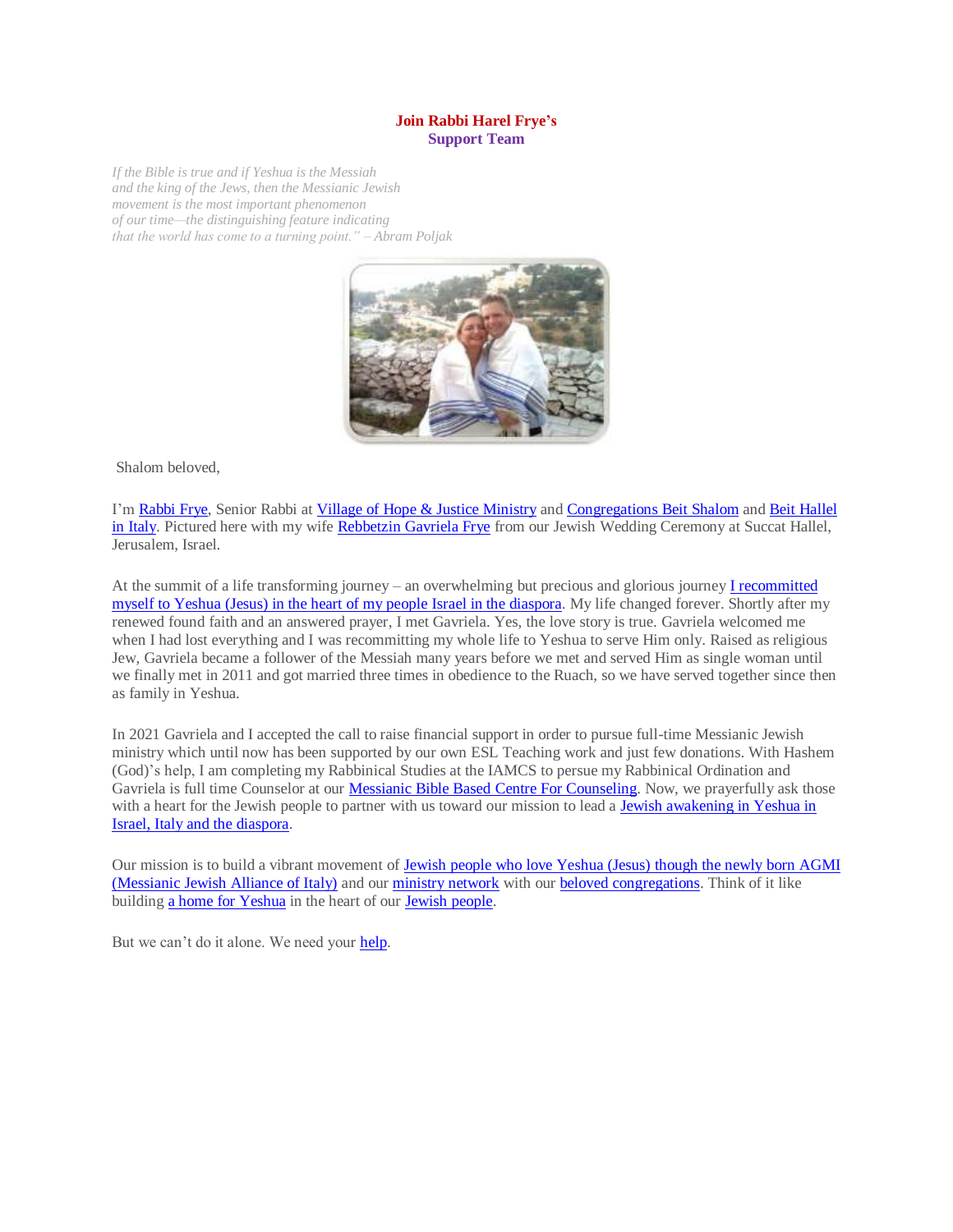**Join Rabbi Harel Frye's**
**Support Team**

*If the Bible is true and if Yeshua is the Messiah and the king of the Jews, then the Messianic Jewish movement is the most important phenomenon of our time—the distinguishing feature indicating that the world has come to a turning point." – Abram Poljak*

Shalom beloved,

I'm Rabbi Frye, Senior Rabbi at Village of Hope & Justice Ministry and Congregations Beit Shalom and Beit Hallel in Italy. Pictured here with my wife Rebbetzin Gavriela Frye from our Jewish Wedding Ceremony at Succat Hallel, Jerusalem, Israel.

At the summit of a life transforming journey – an overwhelming but precious and glorious journey I recommitted myself to Yeshua (Jesus) in the heart of my people Israel in the diaspora. My life changed forever. Shortly after my renewed found faith and an answered prayer, I met Gavriela. Yes, the love story is true. Gavriela welcomed me when I had lost everything and I was recommitting my whole life to Yeshua to serve Him only. Raised as religious Jew, Gavriela became a follower of the Messiah many years before we met and served Him as single woman until we finally met in 2011 and got married three times in obedience to the Ruach, so we have served together since then as family in Yeshua.

In 2021 Gavriela and I accepted the call to raise financial support in order to pursue full-time Messianic Jewish ministry which until now has been supported by our own ESL Teaching work and just few donations. With Hashem (God)'s help, I am completing my Rabbinical Studies at the IAMCS to persue my Rabbinical Ordination and Gavriela is full time Counselor at our Messianic Bible Based Centre For Counseling. Now, we prayerfully ask those with a heart for the Jewish people to partner with us toward our mission to lead a Jewish awakening in Yeshua in Israel, Italy and the diaspora.

Our mission is to build a vibrant movement of Jewish people who love Yeshua (Jesus) though the newly born AGMI (Messianic Jewish Alliance of Italy) and our ministry network with our beloved congregations. Think of it like building a home for Yeshua in the heart of our Jewish people.

But we can't do it alone. We need your help.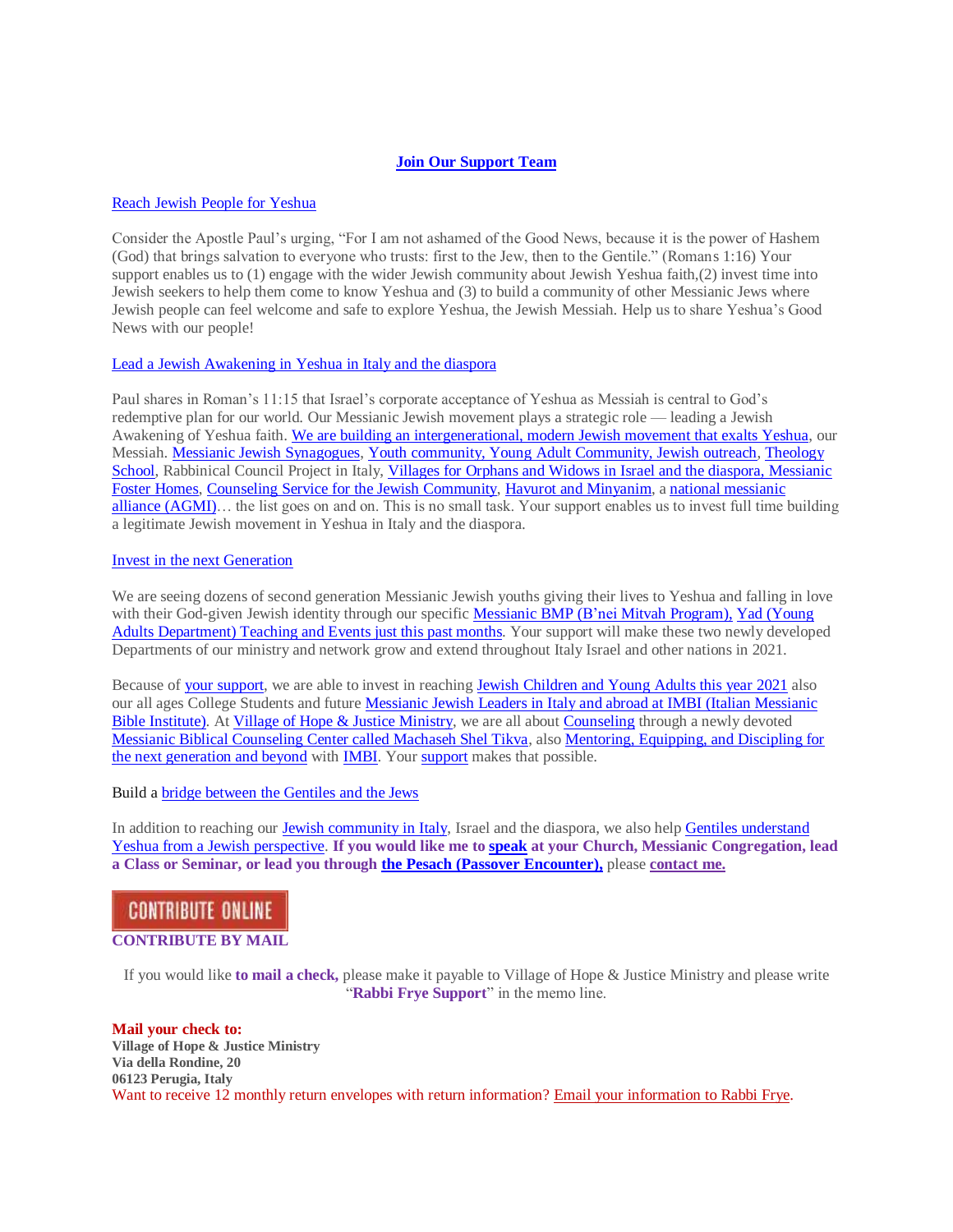**Join Our Support Team**

Reach Jewish People for Yeshua

Consider the Apostle Paul's urging, "For I am not ashamed of the Good News, because it is the power of Hashem (God) that brings salvation to everyone who trusts: first to the Jew, then to the Gentile." (Romans 1:16) Your support enables us to (1) engage with the wider Jewish community about Jewish Yeshua faith,(2) invest time into Jewish seekers to help them come to know Yeshua and (3) to build a community of other Messianic Jews where Jewish people can feel welcome and safe to explore Yeshua, the Jewish Messiah. Help us to share Yeshua's Good News with our people!

Lead a Jewish Awakening in Yeshua in Italy and the diaspora

Paul shares in Roman's 11:15 that Israel's corporate acceptance of Yeshua as Messiah is central to God's redemptive plan for our world. Our Messianic Jewish movement plays a strategic role — leading a Jewish Awakening of Yeshua faith. We are building an intergenerational, modern Jewish movement that exalts Yeshua, our Messiah. Messianic Jewish Synagogues, Youth community, Young Adult Community, Jewish outreach, Theology School, Rabbinical Council Project in Italy, Villages for Orphans and Widows in Israel and the diaspora, Messianic Foster Homes, Counseling Service for the Jewish Community, Havurot and Minyanim, a national messianic alliance (AGMI)… the list goes on and on. This is no small task. Your support enables us to invest full time building a legitimate Jewish movement in Yeshua in Italy and the diaspora.

Invest in the next Generation

We are seeing dozens of second generation Messianic Jewish youths giving their lives to Yeshua and falling in love with their God-given Jewish identity through our specific Messianic BMP (B'nei Mitvah Program), Yad (Young Adults Department) Teaching and Events just this past months. Your support will make these two newly developed Departments of our ministry and network grow and extend throughout Italy Israel and other nations in 2021.

Because of your support, we are able to invest in reaching Jewish Children and Young Adults this year 2021 also our all ages College Students and future Messianic Jewish Leaders in Italy and abroad at IMBI (Italian Messianic Bible Institute). At Village of Hope & Justice Ministry, we are all about Counseling through a newly devoted Messianic Biblical Counseling Center called Machaseh Shel Tikva, also Mentoring, Equipping, and Discipling for the next generation and beyond with IMBI. Your support makes that possible.

Build a bridge between the Gentiles and the Jews

In addition to reaching our Jewish community in Italy, Israel and the diaspora, we also help Gentiles understand Yeshua from a Jewish perspective. **If you would like me to speak at your Church, Messianic Congregation, lead a Class or Seminar, or lead you through the Pesach (Passover Encounter),** please **contact me.**

CONTRIBUTE ONLINE

**CONTRIBUTE BY MAIL**

If you would like **to mail a check,** please make it payable to Village of Hope & Justice Ministry and please write "**Rabbi Frye Support**" in the memo line.

**Mail your check to:**
**Village of Hope & Justice Ministry**
**Via della Rondine, 20**
**06123 Perugia, Italy**
Want to receive 12 monthly return envelopes with return information? Email your information to Rabbi Frye.